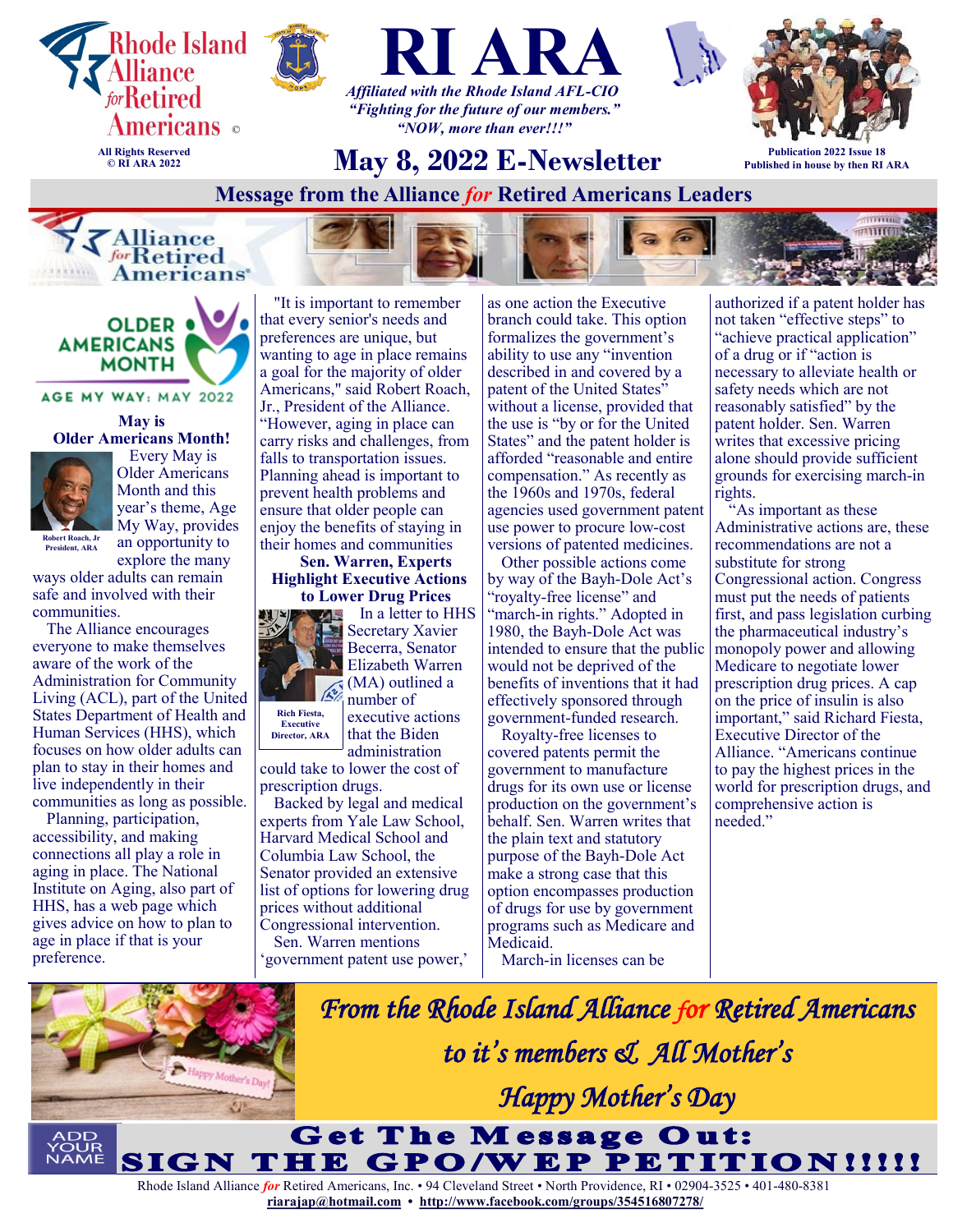Rhode Island Alliance for Retired Americans ©

All Rights Reserved
© RI ARA 2022

# RI ARA

*Affiliated with the Rhode Island AFL-CIO*
*"Fighting for the future of our members."*
*"NOW, more than ever!!!"*

## May 8, 2022 E-Newsletter

Publication 2022 Issue 18
Published in house by then RI ARA

## Message from the Alliance *for* Retired Americans Leaders

OLDER AMERICANS MONTH

AGE MY WAY: MAY 2022

### May is Older Americans Month!

Robert Roach, Jr President, ARA

Every May is Older Americans Month and this year's theme, Age My Way, provides an opportunity to explore the many ways older adults can remain safe and involved with their communities.

The Alliance encourages everyone to make themselves aware of the work of the Administration for Community Living (ACL), part of the United States Department of Health and Human Services (HHS), which focuses on how older adults can plan to stay in their homes and live independently in their communities as long as possible.

Planning, participation, accessibility, and making connections all play a role in aging in place. The National Institute on Aging, also part of HHS, has a web page which gives advice on how to plan to age in place if that is your preference.

"It is important to remember that every senior's needs and preferences are unique, but wanting to age in place remains a goal for the majority of older Americans," said Robert Roach, Jr., President of the Alliance. "However, aging in place can carry risks and challenges, from falls to transportation issues. Planning ahead is important to prevent health problems and ensure that older people can enjoy the benefits of staying in their homes and communities

### Sen. Warren, Experts Highlight Executive Actions to Lower Drug Prices

Rich Fiesta, Executive Director, ARA

In a letter to HHS Secretary Xavier Becerra, Senator Elizabeth Warren (MA) outlined a number of executive actions that the Biden administration could take to lower the cost of prescription drugs.

Backed by legal and medical experts from Yale Law School, Harvard Medical School and Columbia Law School, the Senator provided an extensive list of options for lowering drug prices without additional Congressional intervention.

Sen. Warren mentions 'government patent use power,' as one action the Executive branch could take. This option formalizes the government's ability to use any "invention described in and covered by a patent of the United States" without a license, provided that the use is "by or for the United States" and the patent holder is afforded "reasonable and entire compensation." As recently as the 1960s and 1970s, federal agencies used government patent use power to procure low-cost versions of patented medicines.

Other possible actions come by way of the Bayh-Dole Act's "royalty-free license" and "march-in rights." Adopted in 1980, the Bayh-Dole Act was intended to ensure that the public would not be deprived of the benefits of inventions that it had effectively sponsored through government-funded research.

Royalty-free licenses to covered patents permit the government to manufacture drugs for its own use or license production on the government's behalf. Sen. Warren writes that the plain text and statutory purpose of the Bayh-Dole Act make a strong case that this option encompasses production of drugs for use by government programs such as Medicare and Medicaid.

March-in licenses can be authorized if a patent holder has not taken "effective steps" to "achieve practical application" of a drug or if "action is necessary to alleviate health or safety needs which are not reasonably satisfied" by the patent holder. Sen. Warren writes that excessive pricing alone should provide sufficient grounds for exercising march-in rights.

"As important as these Administrative actions are, these recommendations are not a substitute for strong Congressional action. Congress must put the needs of patients first, and pass legislation curbing the pharmaceutical industry's monopoly power and allowing Medicare to negotiate lower prescription drug prices. A cap on the price of insulin is also important," said Richard Fiesta, Executive Director of the Alliance. "Americans continue to pay the highest prices in the world for prescription drugs, and comprehensive action is needed."

Happy Mother's Day!

*From the Rhode Island Alliance for Retired Americans to it's members & All Mother's Happy Mother's Day*

ADD YOUR NAME

**Get The Message Out: SIGN THE GPO/WEP PETITION!!!!!**

Rhode Island Alliance *for* Retired Americans, Inc. • 94 Cleveland Street • North Providence, RI • 02904-3525 • 401-480-8381
riarajap@hotmail.com • http://www.facebook.com/groups/354516807278/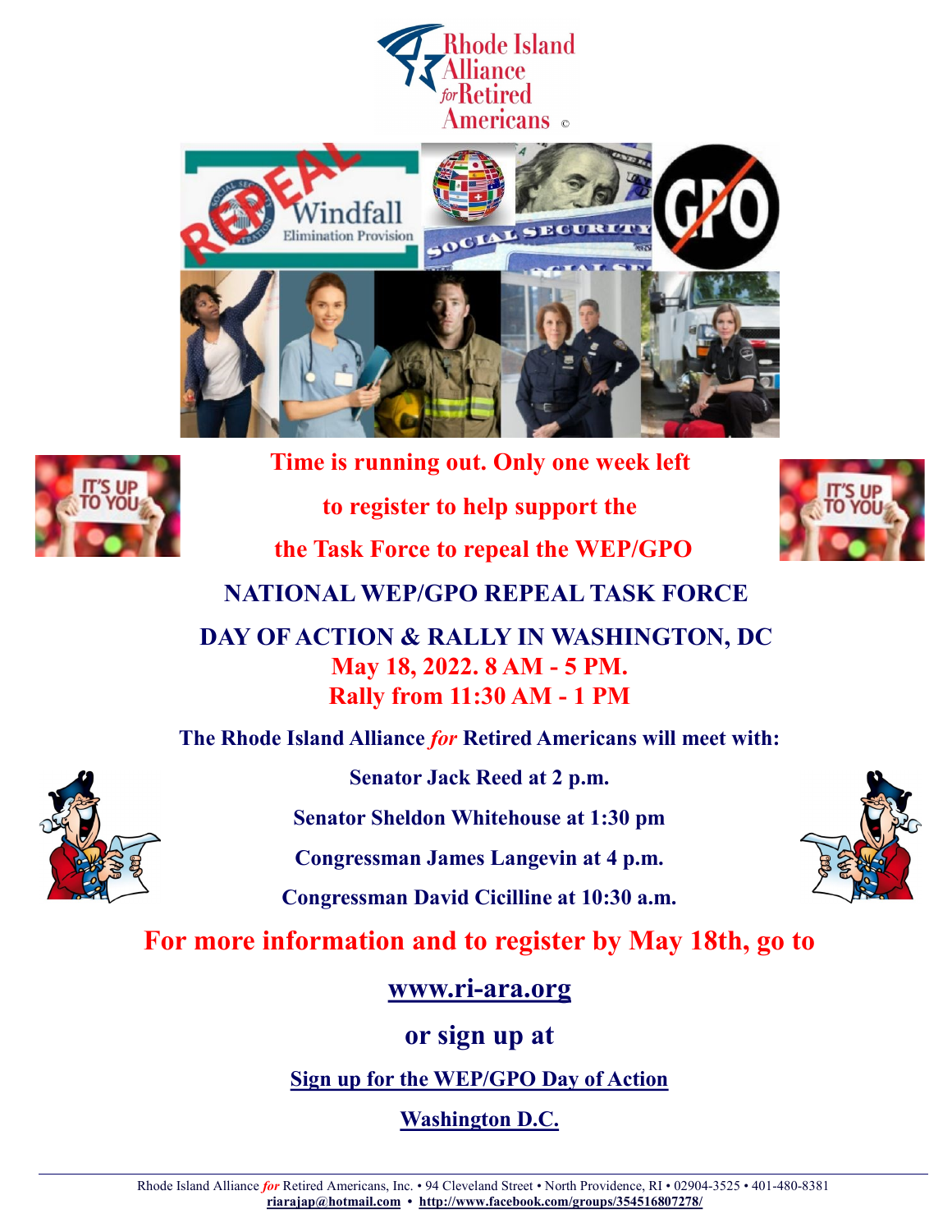Rhode Island Alliance *for* Retired Americans ©

**Time is running out. Only one week left**

**to register to help support the**

**the Task Force to repeal the WEP/GPO**

## NATIONAL WEP/GPO REPEAL TASK FORCE

## DAY OF ACTION & RALLY IN WASHINGTON, DC

**May 18, 2022. 8 AM - 5 PM.**

**Rally from 11:30 AM - 1 PM**

**The Rhode Island Alliance *for* Retired Americans will meet with:**

**Senator Jack Reed at 2 p.m.**

**Senator Sheldon Whitehouse at 1:30 pm**

**Congressman James Langevin at 4 p.m.**

**Congressman David Cicilline at 10:30 a.m.**

**For more information and to register by May 18th, go to**

**www.ri-ara.org**

**or sign up at**

**Sign up for the WEP/GPO Day of Action**

**Washington D.C.**

Rhode Island Alliance *for* Retired Americans, Inc. • 94 Cleveland Street • North Providence, RI • 02904-3525 • 401-480-8381
riarajap@hotmail.com • http://www.facebook.com/groups/354516807278/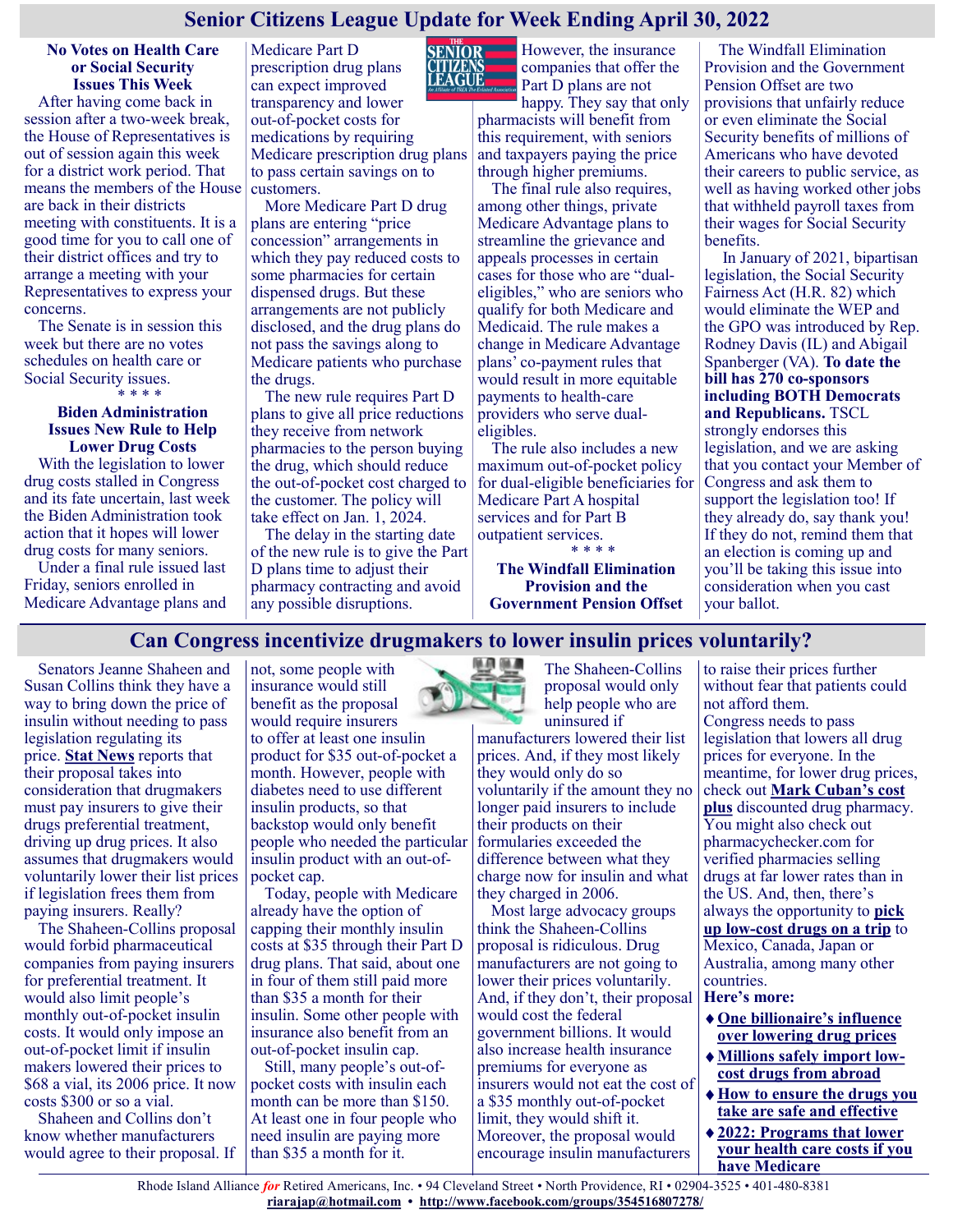# Senior Citizens League Update for Week Ending April 30, 2022

### No Votes on Health Care or Social Security Issues This Week

After having come back in session after a two-week break, the House of Representatives is out of session again this week for a district work period. That means the members of the House are back in their districts meeting with constituents. It is a good time for you to call one of their district offices and try to arrange a meeting with your Representatives to express your concerns.

The Senate is in session this week but there are no votes schedules on health care or Social Security issues.

\* \* \* \*

### Biden Administration Issues New Rule to Help Lower Drug Costs

With the legislation to lower drug costs stalled in Congress and its fate uncertain, last week the Biden Administration took action that it hopes will lower drug costs for many seniors.

Under a final rule issued last Friday, seniors enrolled in Medicare Advantage plans and Medicare Part D prescription drug plans can expect improved transparency and lower out-of-pocket costs for medications by requiring Medicare prescription drug plans to pass certain savings on to customers.

More Medicare Part D drug plans are entering "price concession" arrangements in which they pay reduced costs to some pharmacies for certain dispensed drugs. But these arrangements are not publicly disclosed, and the drug plans do not pass the savings along to Medicare patients who purchase the drugs.

The new rule requires Part D plans to give all price reductions they receive from network pharmacies to the person buying the drug, which should reduce the out-of-pocket cost charged to the customer. The policy will take effect on Jan. 1, 2024.

The delay in the starting date of the new rule is to give the Part D plans time to adjust their pharmacy contracting and avoid any possible disruptions.

However, the insurance companies that offer the Part D plans are not happy. They say that only pharmacists will benefit from this requirement, with seniors and taxpayers paying the price through higher premiums.

The final rule also requires, among other things, private Medicare Advantage plans to streamline the grievance and appeals processes in certain cases for those who are "dual-eligibles," who are seniors who qualify for both Medicare and Medicaid. The rule makes a change in Medicare Advantage plans' co-payment rules that would result in more equitable payments to health-care providers who serve dual-eligibles.

The rule also includes a new maximum out-of-pocket policy for dual-eligible beneficiaries for Medicare Part A hospital services and for Part B outpatient services.

\* \* \* \*

### The Windfall Elimination Provision and the Government Pension Offset

The Windfall Elimination Provision and the Government Pension Offset are two provisions that unfairly reduce or even eliminate the Social Security benefits of millions of Americans who have devoted their careers to public service, as well as having worked other jobs that withheld payroll taxes from their wages for Social Security benefits.

In January of 2021, bipartisan legislation, the Social Security Fairness Act (H.R. 82) which would eliminate the WEP and the GPO was introduced by Rep. Rodney Davis (IL) and Abigail Spanberger (VA). **To date the bill has 270 co-sponsors including BOTH Democrats and Republicans.** TSCL strongly endorses this legislation, and we are asking that you contact your Member of Congress and ask them to support the legislation too! If they already do, say thank you! If they do not, remind them that an election is coming up and you'll be taking this issue into consideration when you cast your ballot.

# Can Congress incentivize drugmakers to lower insulin prices voluntarily?

Senators Jeanne Shaheen and Susan Collins think they have a way to bring down the price of insulin without needing to pass legislation regulating its price. **Stat News** reports that their proposal takes into consideration that drugmakers must pay insurers to give their drugs preferential treatment, driving up drug prices. It also assumes that drugmakers would voluntarily lower their list prices if legislation frees them from paying insurers. Really?

The Shaheen-Collins proposal would forbid pharmaceutical companies from paying insurers for preferential treatment. It would also limit people's monthly out-of-pocket insulin costs. It would only impose an out-of-pocket limit if insulin makers lowered their prices to $68 a vial, its 2006 price. It now costs $300 or so a vial.

Shaheen and Collins don't know whether manufacturers would agree to their proposal. If not, some people with insurance would still benefit as the proposal would require insurers to offer at least one insulin product for $35 out-of-pocket a month. However, people with diabetes need to use different insulin products, so that backstop would only benefit people who needed the particular insulin product with an out-of-pocket cap.

Today, people with Medicare already have the option of capping their monthly insulin costs at $35 through their Part D drug plans. That said, about one in four of them still paid more than $35 a month for their insulin. Some other people with insurance also benefit from an out-of-pocket insulin cap.

Still, many people's out-of-pocket costs with insulin each month can be more than $150. At least one in four people who need insulin are paying more than $35 a month for it.

The Shaheen-Collins proposal would only help people who are uninsured if manufacturers lowered their list prices. And, if they most likely they would only do so voluntarily if the amount they no longer paid insurers to include their products on their formularies exceeded the difference between what they charge now for insulin and what they charged in 2006.

Most large advocacy groups think the Shaheen-Collins proposal is ridiculous. Drug manufacturers are not going to lower their prices voluntarily. And, if they don't, their proposal would cost the federal government billions. It would also increase health insurance premiums for everyone as insurers would not eat the cost of a $35 monthly out-of-pocket limit, they would shift it. Moreover, the proposal would encourage insulin manufacturers to raise their prices further without fear that patients could not afford them.

Congress needs to pass legislation that lowers all drug prices for everyone. In the meantime, for lower drug prices, check out **Mark Cuban's cost plus** discounted drug pharmacy. You might also check out pharmacychecker.com for verified pharmacies selling drugs at far lower rates than in the US. And, then, there's always the opportunity to **pick up low-cost drugs on a trip** to Mexico, Canada, Japan or Australia, among many other countries.

**Here's more:**

- **One billionaire's influence over lowering drug prices**
- **Millions safely import low-cost drugs from abroad**
- **How to ensure the drugs you take are safe and effective**
- **2022: Programs that lower your health care costs if you have Medicare**

Rhode Island Alliance *for* Retired Americans, Inc. • 94 Cleveland Street • North Providence, RI • 02904-3525 • 401-480-8381
**riarajap@hotmail.com** • **http://www.facebook.com/groups/354516807278/**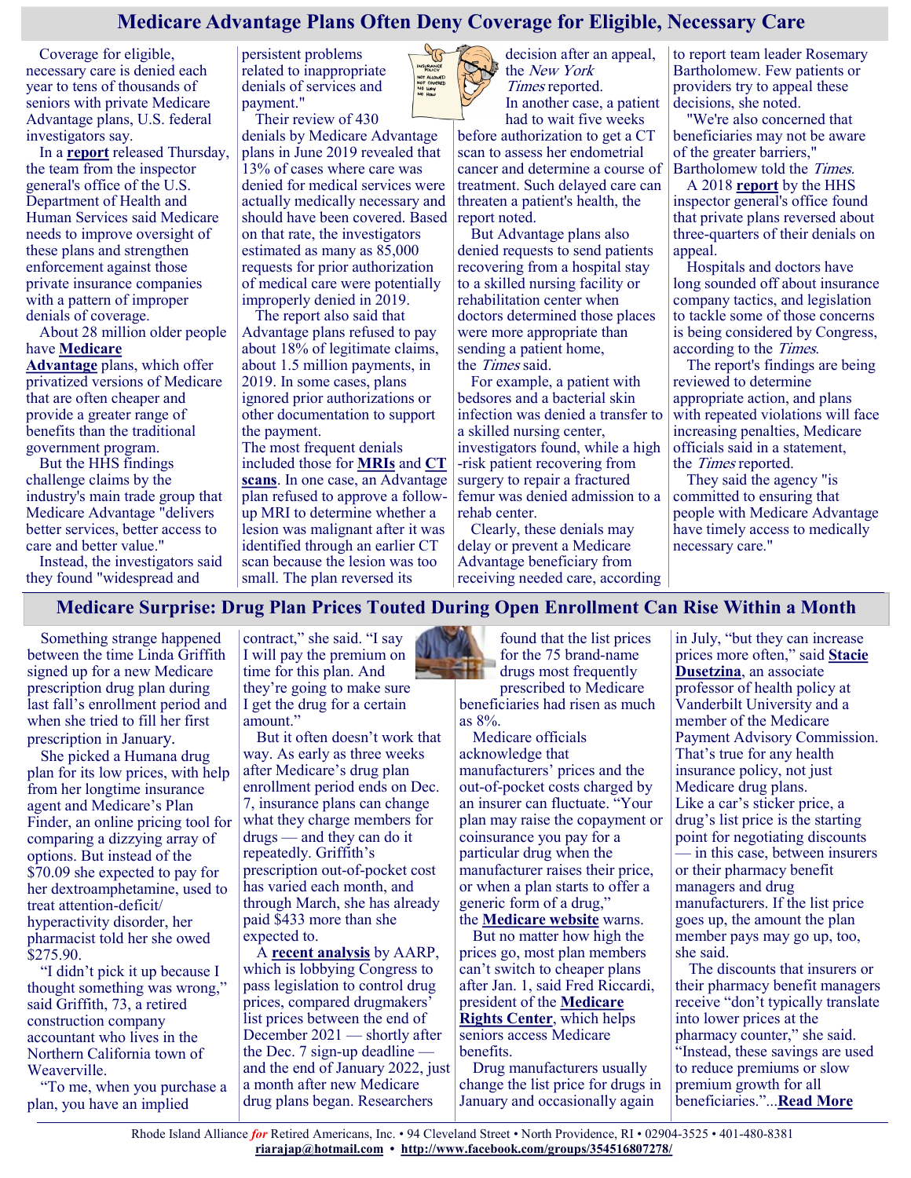## Medicare Advantage Plans Often Deny Coverage for Eligible, Necessary Care

Coverage for eligible, necessary care is denied each year to tens of thousands of seniors with private Medicare Advantage plans, U.S. federal investigators say.

In a **report** released Thursday, the team from the inspector general's office of the U.S. Department of Health and Human Services said Medicare needs to improve oversight of these plans and strengthen enforcement against those private insurance companies with a pattern of improper denials of coverage.

About 28 million older people have **Medicare Advantage** plans, which offer privatized versions of Medicare that are often cheaper and provide a greater range of benefits than the traditional government program.

But the HHS findings challenge claims by the industry's main trade group that Medicare Advantage "delivers better services, better access to care and better value."

Instead, the investigators said they found "widespread and persistent problems related to inappropriate denials of services and payment."

Their review of 430 denials by Medicare Advantage plans in June 2019 revealed that 13% of cases where care was denied for medical services were actually medically necessary and should have been covered. Based on that rate, the investigators estimated as many as 85,000 requests for prior authorization of medical care were potentially improperly denied in 2019.

The report also said that Advantage plans refused to pay about 18% of legitimate claims, about 1.5 million payments, in 2019. In some cases, plans ignored prior authorizations or other documentation to support the payment.

The most frequent denials included those for **MRIs** and **CT scans**. In one case, an Advantage plan refused to approve a follow-up MRI to determine whether a lesion was malignant after it was identified through an earlier CT scan because the lesion was too small. The plan reversed its decision after an appeal, the *New York Times* reported.

In another case, a patient had to wait five weeks before authorization to get a CT scan to assess her endometrial cancer and determine a course of treatment. Such delayed care can threaten a patient's health, the report noted.

But Advantage plans also denied requests to send patients recovering from a hospital stay to a skilled nursing facility or rehabilitation center when doctors determined those places were more appropriate than sending a patient home, the *Times* said.

For example, a patient with bedsores and a bacterial skin infection was denied a transfer to a skilled nursing center, investigators found, while a high-risk patient recovering from surgery to repair a fractured femur was denied admission to a rehab center.

Clearly, these denials may delay or prevent a Medicare Advantage beneficiary from receiving needed care, according to report team leader Rosemary Bartholomew. Few patients or providers try to appeal these decisions, she noted.

"We're also concerned that beneficiaries may not be aware of the greater barriers," Bartholomew told the *Times.*

A 2018 **report** by the HHS inspector general's office found that private plans reversed about three-quarters of their denials on appeal.

Hospitals and doctors have long sounded off about insurance company tactics, and legislation to tackle some of those concerns is being considered by Congress, according to the *Times*.

The report's findings are being reviewed to determine appropriate action, and plans with repeated violations will face increasing penalties, Medicare officials said in a statement, the *Times* reported.

They said the agency "is committed to ensuring that people with Medicare Advantage have timely access to medically necessary care."

## Medicare Surprise: Drug Plan Prices Touted During Open Enrollment Can Rise Within a Month

Something strange happened between the time Linda Griffith signed up for a new Medicare prescription drug plan during last fall's enrollment period and when she tried to fill her first prescription in January.

She picked a Humana drug plan for its low prices, with help from her longtime insurance agent and Medicare's Plan Finder, an online pricing tool for comparing a dizzying array of options. But instead of the $70.09 she expected to pay for her dextroamphetamine, used to treat attention-deficit/hyperactivity disorder, her pharmacist told her she owed $275.90.

"I didn't pick it up because I thought something was wrong," said Griffith, 73, a retired construction company accountant who lives in the Northern California town of Weaverville.

"To me, when you purchase a plan, you have an implied contract," she said. "I say I will pay the premium on time for this plan. And they're going to make sure I get the drug for a certain amount."

But it often doesn't work that way. As early as three weeks after Medicare's drug plan enrollment period ends on Dec. 7, insurance plans can change what they charge members for drugs — and they can do it repeatedly. Griffith's prescription out-of-pocket cost has varied each month, and through March, she has already paid $433 more than she expected to.

A **recent analysis** by AARP, which is lobbying Congress to pass legislation to control drug prices, compared drugmakers' list prices between the end of December 2021 — shortly after the Dec. 7 sign-up deadline — and the end of January 2022, just a month after new Medicare drug plans began. Researchers found that the list prices for the 75 brand-name drugs most frequently prescribed to Medicare beneficiaries had risen as much as 8%.

Medicare officials acknowledge that manufacturers' prices and the out-of-pocket costs charged by an insurer can fluctuate. "Your plan may raise the copayment or coinsurance you pay for a particular drug when the manufacturer raises their price, or when a plan starts to offer a generic form of a drug," the **Medicare website** warns.

But no matter how high the prices go, most plan members can't switch to cheaper plans after Jan. 1, said Fred Riccardi, president of the **Medicare Rights Center**, which helps seniors access Medicare benefits.

Drug manufacturers usually change the list price for drugs in January and occasionally again in July, "but they can increase prices more often," said **Stacie Dusetzina**, an associate professor of health policy at Vanderbilt University and a member of the Medicare Payment Advisory Commission. That's true for any health insurance policy, not just Medicare drug plans.

Like a car's sticker price, a drug's list price is the starting point for negotiating discounts — in this case, between insurers or their pharmacy benefit managers and drug manufacturers. If the list price goes up, the amount the plan member pays may go up, too, she said.

The discounts that insurers or their pharmacy benefit managers receive "don't typically translate into lower prices at the pharmacy counter," she said. "Instead, these savings are used to reduce premiums or slow premium growth for all beneficiaries."...**Read More**

Rhode Island Alliance *for* Retired Americans, Inc. • 94 Cleveland Street • North Providence, RI • 02904-3525 • 401-480-8381
**riarajap@hotmail.com** • **http://www.facebook.com/groups/354516807278/**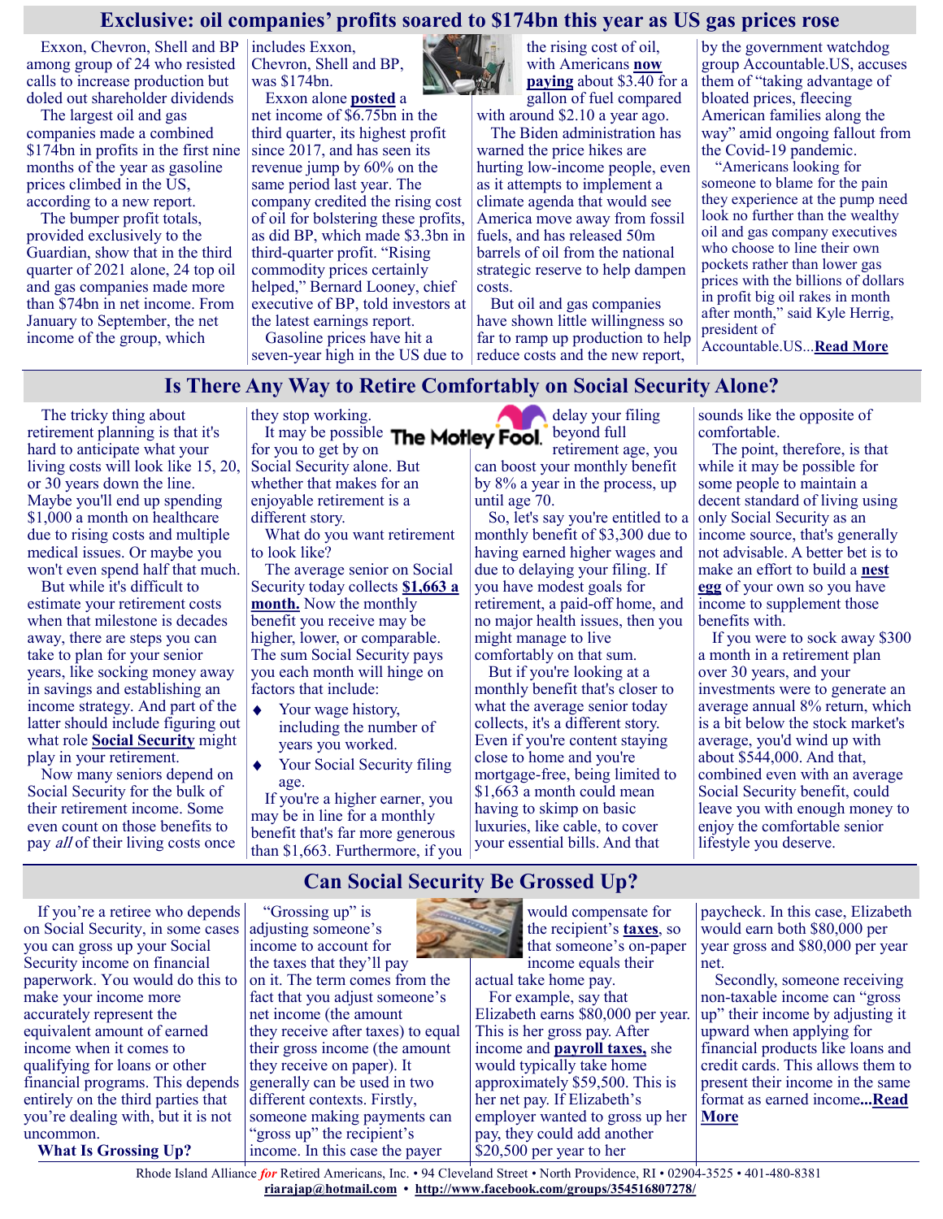## Exclusive: oil companies' profits soared to $174bn this year as US gas prices rose

Exxon, Chevron, Shell and BP among group of 24 who resisted calls to increase production but doled out shareholder dividends

The largest oil and gas companies made a combined $174bn in profits in the first nine months of the year as gasoline prices climbed in the US, according to a new report.

The bumper profit totals, provided exclusively to the Guardian, show that in the third quarter of 2021 alone, 24 top oil and gas companies made more than $74bn in net income. From January to September, the net income of the group, which includes Exxon, Chevron, Shell and BP, was $174bn.

Exxon alone **posted** a net income of $6.75bn in the third quarter, its highest profit since 2017, and has seen its revenue jump by 60% on the same period last year. The company credited the rising cost of oil for bolstering these profits, as did BP, which made $3.3bn in third-quarter profit. "Rising commodity prices certainly helped," Bernard Looney, chief executive of BP, told investors at the latest earnings report.

Gasoline prices have hit a seven-year high in the US due to the rising cost of oil, with Americans **now paying** about $3.40 for a gallon of fuel compared with around $2.10 a year ago.

The Biden administration has warned the price hikes are hurting low-income people, even as it attempts to implement a climate agenda that would see America move away from fossil fuels, and has released 50m barrels of oil from the national strategic reserve to help dampen costs.

But oil and gas companies have shown little willingness so far to ramp up production to help reduce costs and the new report, by the government watchdog group Accountable.US, accuses them of "taking advantage of bloated prices, fleecing American families along the way" amid ongoing fallout from the Covid-19 pandemic.

"Americans looking for someone to blame for the pain they experience at the pump need look no further than the wealthy oil and gas company executives who choose to line their own pockets rather than lower gas prices with the billions of dollars in profit big oil rakes in month after month," said Kyle Herrig, president of Accountable.US...**Read More**

## Is There Any Way to Retire Comfortably on Social Security Alone?

The tricky thing about retirement planning is that it's hard to anticipate what your living costs will look like 15, 20, or 30 years down the line. Maybe you'll end up spending $1,000 a month on healthcare due to rising costs and multiple medical issues. Or maybe you won't even spend half that much.

But while it's difficult to estimate your retirement costs when that milestone is decades away, there are steps you can take to plan for your senior years, like socking money away in savings and establishing an income strategy. And part of the latter should include figuring out what role **Social Security** might play in your retirement.

Now many seniors depend on Social Security for the bulk of their retirement income. Some even count on those benefits to pay *all* of their living costs once they stop working.

It may be possible for you to get by on Social Security alone. But whether that makes for an enjoyable retirement is a different story.

What do you want retirement to look like?

The average senior on Social Security today collects **$1,663 a month.** Now the monthly benefit you receive may be higher, lower, or comparable. The sum Social Security pays you each month will hinge on factors that include:

- Your wage history, including the number of years you worked.
- Your Social Security filing age.

If you're a higher earner, you may be in line for a monthly benefit that's far more generous than $1,663. Furthermore, if you delay your filing beyond full retirement age, you can boost your monthly benefit by 8% a year in the process, up until age 70.

So, let's say you're entitled to a monthly benefit of $3,300 due to having earned higher wages and due to delaying your filing. If you have modest goals for retirement, a paid-off home, and no major health issues, then you might manage to live comfortably on that sum.

But if you're looking at a monthly benefit that's closer to what the average senior today collects, it's a different story. Even if you're content staying close to home and you're mortgage-free, being limited to $1,663 a month could mean having to skimp on basic luxuries, like cable, to cover your essential bills. And that sounds like the opposite of comfortable.

The point, therefore, is that while it may be possible for some people to maintain a decent standard of living using only Social Security as an income source, that's generally not advisable. A better bet is to make an effort to build a **nest egg** of your own so you have income to supplement those benefits with.

If you were to sock away $300 a month in a retirement plan over 30 years, and your investments were to generate an average annual 8% return, which is a bit below the stock market's average, you'd wind up with about $544,000. And that, combined even with an average Social Security benefit, could leave you with enough money to enjoy the comfortable senior lifestyle you deserve.

## Can Social Security Be Grossed Up?

If you're a retiree who depends on Social Security, in some cases you can gross up your Social Security income on financial paperwork. You would do this to make your income more accurately represent the equivalent amount of earned income when it comes to qualifying for loans or other financial programs. This depends entirely on the third parties that you're dealing with, but it is not uncommon.

**What Is Grossing Up?**

"Grossing up" is adjusting someone's income to account for the taxes that they'll pay on it. The term comes from the fact that you adjust someone's net income (the amount they receive after taxes) to equal their gross income (the amount they receive on paper). It generally can be used in two different contexts. Firstly, someone making payments can "gross up" the recipient's income. In this case the payer would compensate for the recipient's **taxes**, so that someone's on-paper income equals their actual take home pay.

For example, say that Elizabeth earns $80,000 per year. This is her gross pay. After income and **payroll taxes,** she would typically take home approximately $59,500. This is her net pay. If Elizabeth's employer wanted to gross up her pay, they could add another $20,500 per year to her paycheck. In this case, Elizabeth would earn both $80,000 per year gross and $80,000 per year net.

Secondly, someone receiving non-taxable income can "gross up" their income by adjusting it upward when applying for financial products like loans and credit cards. This allows them to present their income in the same format as earned income**...Read More**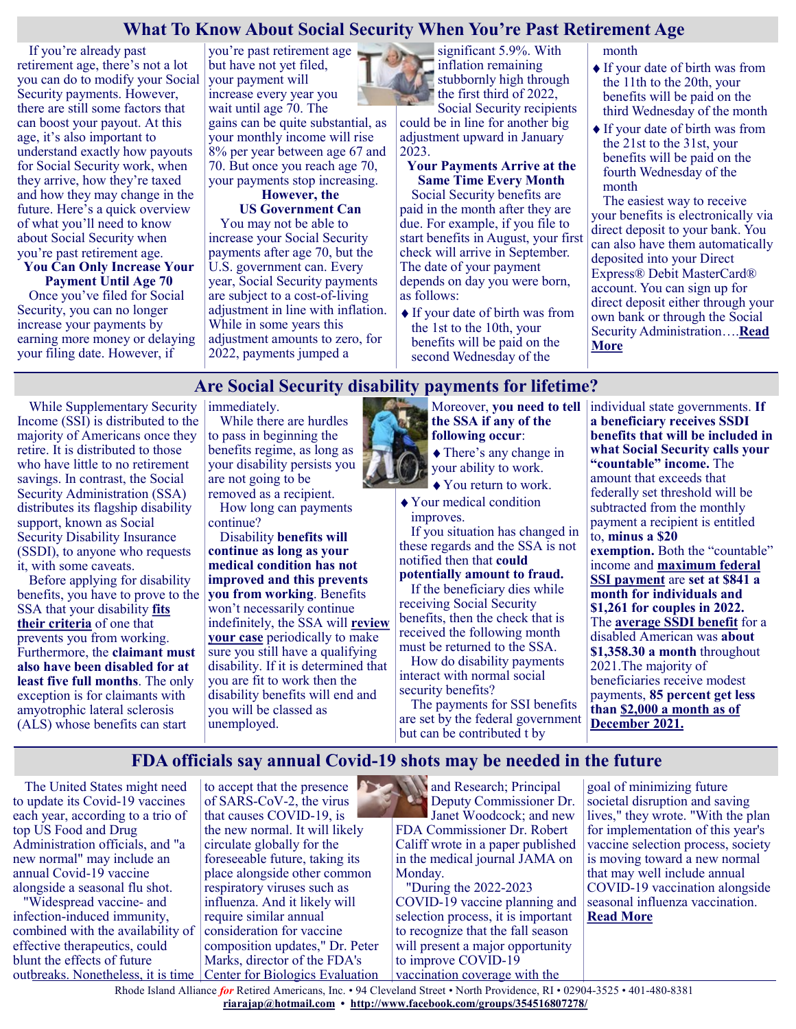## What To Know About Social Security When You're Past Retirement Age

If you're already past retirement age, there's not a lot you can do to modify your Social Security payments. However, there are still some factors that can boost your payout. At this age, it's also important to understand exactly how payouts for Social Security work, when they arrive, how they're taxed and how they may change in the future. Here's a quick overview of what you'll need to know about Social Security when you're past retirement age.

**You Can Only Increase Your Payment Until Age 70**

Once you've filed for Social Security, you can no longer increase your payments by earning more money or delaying your filing date. However, if you're past retirement age but have not yet filed, your payment will increase every year you wait until age 70. The gains can be quite substantial, as your monthly income will rise 8% per year between age 67 and 70. But once you reach age 70, your payments stop increasing.

**However, the US Government Can**

You may not be able to increase your Social Security payments after age 70, but the U.S. government can. Every year, Social Security payments are subject to a cost-of-living adjustment in line with inflation. While in some years this adjustment amounts to zero, for 2022, payments jumped a significant 5.9%. With inflation remaining stubbornly high through the first third of 2022, Social Security recipients could be in line for another big adjustment upward in January 2023.

**Your Payments Arrive at the Same Time Every Month**

Social Security benefits are paid in the month after they are due. For example, if you file to start benefits in August, your first check will arrive in September. The date of your payment depends on day you were born, as follows:

- If your date of birth was from the 1st to the 10th, your benefits will be paid on the second Wednesday of the month
- If your date of birth was from the 11th to the 20th, your benefits will be paid on the third Wednesday of the month
- If your date of birth was from the 21st to the 31st, your benefits will be paid on the fourth Wednesday of the month

The easiest way to receive your benefits is electronically via direct deposit to your bank. You can also have them automatically deposited into your Direct Express® Debit MasterCard® account. You can sign up for direct deposit either through your own bank or through the Social Security Administration….**Read More**

## Are Social Security disability payments for lifetime?

While Supplementary Security Income (SSI) is distributed to the majority of Americans once they retire. It is distributed to those who have little to no retirement savings. In contrast, the Social Security Administration (SSA) distributes its flagship disability support, known as Social Security Disability Insurance (SSDI), to anyone who requests it, with some caveats.

Before applying for disability benefits, you have to prove to the SSA that your disability **fits their criteria** of one that prevents you from working. Furthermore, the **claimant must also have been disabled for at least five full months**. The only exception is for claimants with amyotrophic lateral sclerosis (ALS) whose benefits can start immediately.

While there are hurdles to pass in beginning the benefits regime, as long as your disability persists you are not going to be removed as a recipient.

How long can payments continue?

Disability **benefits will continue as long as your medical condition has not improved and this prevents you from working**. Benefits won't necessarily continue indefinitely, the SSA will **review your case** periodically to make sure you still have a qualifying disability. If it is determined that you are fit to work then the disability benefits will end and you will be classed as unemployed.

Moreover, **you need to tell the SSA if any of the following occur**:

- There's any change in your ability to work.
- You return to work.
- Your medical condition improves.

If you situation has changed in these regards and the SSA is not notified then that **could potentially amount to fraud.**

If the beneficiary dies while receiving Social Security benefits, then the check that is received the following month must be returned to the SSA.

How do disability payments interact with normal social security benefits?

The payments for SSI benefits are set by the federal government but can be contributed t by individual state governments. **If a beneficiary receives SSDI benefits that will be included in what Social Security calls your "countable" income.** The amount that exceeds that federally set threshold will be subtracted from the monthly payment a recipient is entitled to, **minus a $20 exemption.** Both the "countable" income and **maximum federal SSI payment** are **set at $841 a month for individuals and $1,261 for couples in 2022.** The **average SSDI benefit** for a disabled American was **about $1,358.30 a month** throughout 2021.The majority of beneficiaries receive modest payments, **85 percent get less than $2,000 a month as of December 2021.**

## FDA officials say annual Covid-19 shots may be needed in the future

The United States might need to update its Covid-19 vaccines each year, according to a trio of top US Food and Drug Administration officials, and "a new normal" may include an annual Covid-19 vaccine alongside a seasonal flu shot.

"Widespread vaccine- and infection-induced immunity, combined with the availability of effective therapeutics, could blunt the effects of future outbreaks. Nonetheless, it is time to accept that the presence of SARS-CoV-2, the virus that causes COVID-19, is the new normal. It will likely circulate globally for the foreseeable future, taking its place alongside other common respiratory viruses such as influenza. And it likely will require similar annual consideration for vaccine composition updates," Dr. Peter Marks, director of the FDA's Center for Biologics Evaluation and Research; Principal Deputy Commissioner Dr. Janet Woodcock; and new FDA Commissioner Dr. Robert Califf wrote in a paper published in the medical journal JAMA on Monday.

"During the 2022-2023 COVID-19 vaccine planning and selection process, it is important to recognize that the fall season will present a major opportunity to improve COVID-19 vaccination coverage with the goal of minimizing future societal disruption and saving lives," they wrote. "With the plan for implementation of this year's vaccine selection process, society is moving toward a new normal that may well include annual COVID-19 vaccination alongside seasonal influenza vaccination. **Read More**

Rhode Island Alliance *for* Retired Americans, Inc. • 94 Cleveland Street • North Providence, RI • 02904-3525 • 401-480-8381
riarajap@hotmail.com • http://www.facebook.com/groups/354516807278/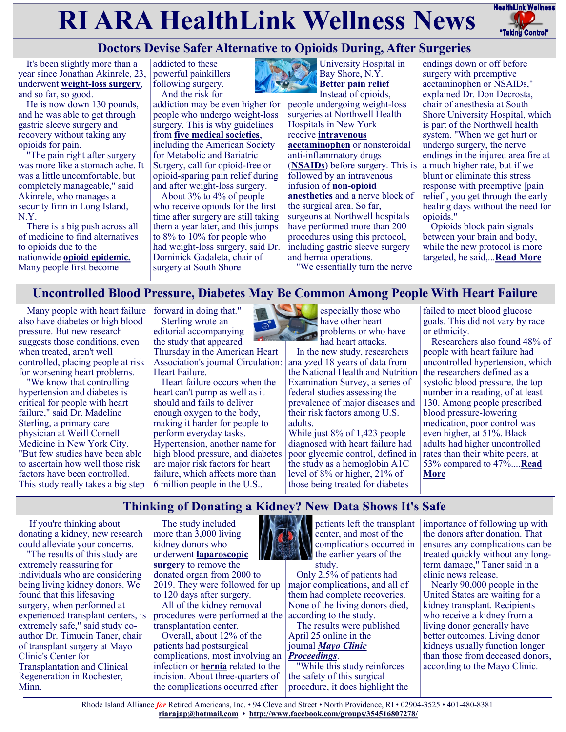# RI ARA HealthLink Wellness News

## Doctors Devise Safer Alternative to Opioids During, After Surgeries

It's been slightly more than a year since Jonathan Akinrele, 23, underwent **weight-loss surgery**, and so far, so good.

He is now down 130 pounds, and he was able to get through gastric sleeve surgery and recovery without taking any opioids for pain.

"The pain right after surgery was more like a stomach ache. It was a little uncomfortable, but completely manageable," said Akinrele, who manages a security firm in Long Island, N.Y.

There is a big push across all of medicine to find alternatives to opioids due to the nationwide **opioid epidemic.** Many people first become addicted to these powerful painkillers following surgery.

And the risk for addiction may be even higher for people who undergo weight-loss surgery. This is why guidelines from **five medical societies**, including the American Society for Metabolic and Bariatric Surgery, call for opioid-free or opioid-sparing pain relief during and after weight-loss surgery.

About 3% to 4% of people who receive opioids for the first time after surgery are still taking them a year later, and this jumps to 8% to 10% for people who had weight-loss surgery, said Dr. Dominick Gadaleta, chair of surgery at South Shore University Hospital in Bay Shore, N.Y.

**Better pain relief**

Instead of opioids, people undergoing weight-loss surgeries at Northwell Health Hospitals in New York receive **intravenous acetaminophen** or nonsteroidal anti-inflammatory drugs (**NSAIDs**) before surgery. This is followed by an intravenous infusion of **non-opioid anesthetics** and a nerve block of the surgical area. So far, surgeons at Northwell hospitals have performed more than 200 procedures using this protocol, including gastric sleeve surgery and hernia operations.

"We essentially turn the nerve endings down or off before surgery with preemptive acetaminophen or NSAIDs," explained Dr. Don Decrosta, chair of anesthesia at South Shore University Hospital, which is part of the Northwell health system. "When we get hurt or undergo surgery, the nerve endings in the injured area fire at a much higher rate, but if we blunt or eliminate this stress response with preemptive [pain relief], you get through the early healing days without the need for opioids."

Opioids block pain signals between your brain and body, while the new protocol is more targeted, he said,...**Read More**

## Uncontrolled Blood Pressure, Diabetes May Be Common Among People With Heart Failure

Many people with heart failure also have diabetes or high blood pressure. But new research suggests those conditions, even when treated, aren't well controlled, placing people at risk for worsening heart problems.

"We know that controlling hypertension and diabetes is critical for people with heart failure," said Dr. Madeline Sterling, a primary care physician at Weill Cornell Medicine in New York City. "But few studies have been able to ascertain how well those risk factors have been controlled. This study really takes a big step forward in doing that."

Sterling wrote an editorial accompanying the study that appeared Thursday in the American Heart Association's journal Circulation: Heart Failure.

Heart failure occurs when the heart can't pump as well as it should and fails to deliver enough oxygen to the body, making it harder for people to perform everyday tasks. Hypertension, another name for high blood pressure, and diabetes are major risk factors for heart failure, which affects more than 6 million people in the U.S., especially those who have other heart problems or who have had heart attacks.

In the new study, researchers analyzed 18 years of data from the National Health and Nutrition Examination Survey, a series of federal studies assessing the prevalence of major diseases and their risk factors among U.S. adults.

While just 8% of 1,423 people diagnosed with heart failure had poor glycemic control, defined in the study as a hemoglobin A1C level of 8% or higher, 21% of those being treated for diabetes failed to meet blood glucose goals. This did not vary by race or ethnicity.

Researchers also found 48% of people with heart failure had uncontrolled hypertension, which the researchers defined as a systolic blood pressure, the top number in a reading, of at least 130. Among people prescribed blood pressure-lowering medication, poor control was even higher, at 51%. Black adults had higher uncontrolled rates than their white peers, at 53% compared to 47%....**Read More**

## Thinking of Donating a Kidney? New Data Shows It's Safe

If you're thinking about donating a kidney, new research could alleviate your concerns.

"The results of this study are extremely reassuring for individuals who are considering being living kidney donors. We found that this lifesaving surgery, when performed at experienced transplant centers, is extremely safe," said study co-author Dr. Timucin Taner, chair of transplant surgery at Mayo Clinic's Center for Transplantation and Clinical Regeneration in Rochester, Minn.

The study included more than 3,000 living kidney donors who underwent **laparoscopic surgery** to remove the donated organ from 2000 to 2019. They were followed for up to 120 days after surgery.

All of the kidney removal procedures were performed at the transplantation center.

Overall, about 12% of the patients had postsurgical complications, most involving an infection or **hernia** related to the incision. About three-quarters of the complications occurred after patients left the transplant center, and most of the complications occurred in the earlier years of the study.

Only 2.5% of patients had major complications, and all of them had complete recoveries. None of the living donors died, according to the study.

The results were published April 25 online in the journal ***Mayo Clinic Proceedings***.

"While this study reinforces the safety of this surgical procedure, it does highlight the importance of following up with the donors after donation. That ensures any complications can be treated quickly without any long-term damage," Taner said in a clinic news release.

Nearly 90,000 people in the United States are waiting for a kidney transplant. Recipients who receive a kidney from a living donor generally have better outcomes. Living donor kidneys usually function longer than those from deceased donors, according to the Mayo Clinic.

Rhode Island Alliance *for* Retired Americans, Inc. • 94 Cleveland Street • North Providence, RI • 02904-3525 • 401-480-8381
**riarajap@hotmail.com** • **http://www.facebook.com/groups/354516807278/**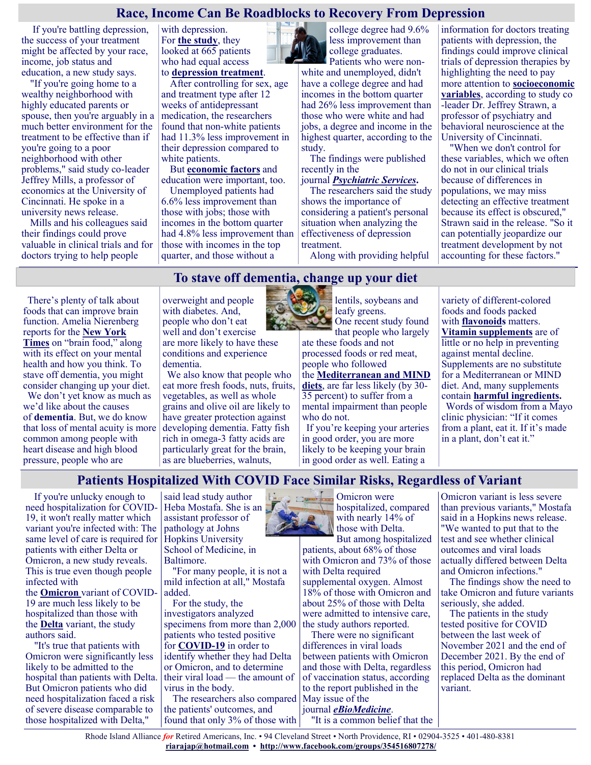# Race, Income Can Be Roadblocks to Recovery From Depression

If you're battling depression, the success of your treatment might be affected by your race, income, job status and education, a new study says.

"If you're going home to a wealthy neighborhood with highly educated parents or spouse, then you're arguably in a much better environment for the treatment to be effective than if you're going to a poor neighborhood with other problems," said study co-leader Jeffrey Mills, a professor of economics at the University of Cincinnati. He spoke in a university news release.

Mills and his colleagues said their findings could prove valuable in clinical trials and for doctors trying to help people with depression.

For **the study**, they looked at 665 patients who had equal access to **depression treatment**.

After controlling for sex, age and treatment type after 12 weeks of antidepressant medication, the researchers found that non-white patients had 11.3% less improvement in their depression compared to white patients.

But **economic factors** and education were important, too.

Unemployed patients had 6.6% less improvement than those with jobs; those with incomes in the bottom quarter had 4.8% less improvement than those with incomes in the top quarter, and those without a college degree had 9.6% less improvement than college graduates.

Patients who were non-white and unemployed, didn't have a college degree and had incomes in the bottom quarter had 26% less improvement than those who were white and had jobs, a degree and income in the highest quarter, according to the study.

The findings were published recently in the journal ***Psychiatric Services***.

The researchers said the study shows the importance of considering a patient's personal situation when analyzing the effectiveness of depression treatment.

Along with providing helpful information for doctors treating patients with depression, the findings could improve clinical trials of depression therapies by highlighting the need to pay more attention to **socioeconomic variables**, according to study co-leader Dr. Jeffrey Strawn, a professor of psychiatry and behavioral neuroscience at the University of Cincinnati.

"When we don't control for these variables, which we often do not in our clinical trials because of differences in populations, we may miss detecting an effective treatment because its effect is obscured," Strawn said in the release. "So it can potentially jeopardize our treatment development by not accounting for these factors."

# To stave off dementia, change up your diet

There's plenty of talk about foods that can improve brain function. Amelia Nierenberg reports for the **New York Times** on "brain food," along with its effect on your mental health and how you think. To stave off dementia, you might consider changing up your diet.

We don't yet know as much as we'd like about the causes of **dementia**. But, we do know that loss of mental acuity is more common among people with heart disease and high blood pressure, people who are overweight and people with diabetes. And, people who don't eat well and don't exercise are more likely to have these conditions and experience dementia.

We also know that people who eat more fresh foods, nuts, fruits, vegetables, as well as whole grains and olive oil are likely to have greater protection against developing dementia. Fatty fish rich in omega-3 fatty acids are particularly great for the brain, as are blueberries, walnuts, lentils, soybeans and leafy greens.

One recent study found that people who largely ate these foods and not processed foods or red meat, people who followed the **Mediterranean and MIND diets**, are far less likely (by 30-35 percent) to suffer from a mental impairment than people who do not.

If you're keeping your arteries in good order, you are more likely to be keeping your brain in good order as well. Eating a variety of different-colored foods and foods packed with **flavonoids** matters.

**Vitamin supplements** are of little or no help in preventing against mental decline. Supplements are no substitute for a Mediterranean or MIND diet. And, many supplements contain **harmful ingredients.**

Words of wisdom from a Mayo clinic physician: "If it comes from a plant, eat it. If it's made in a plant, don't eat it."

# Patients Hospitalized With COVID Face Similar Risks, Regardless of Variant

If you're unlucky enough to need hospitalization for COVID-19, it won't really matter which variant you're infected with: The same level of care is required for patients with either Delta or Omicron, a new study reveals. This is true even though people infected with the **Omicron** variant of COVID-19 are much less likely to be hospitalized than those with the **Delta** variant, the study authors said.

"It's true that patients with Omicron were significantly less likely to be admitted to the hospital than patients with Delta. But Omicron patients who did need hospitalization faced a risk of severe disease comparable to those hospitalized with Delta," said lead study author Heba Mostafa. She is an assistant professor of pathology at Johns Hopkins University School of Medicine, in Baltimore.

"For many people, it is not a mild infection at all," Mostafa added.

For the study, the investigators analyzed specimens from more than 2,000 patients who tested positive for **COVID-19** in order to identify whether they had Delta or Omicron, and to determine their viral load — the amount of virus in the body.

The researchers also compared the patients' outcomes, and found that only 3% of those with Omicron were hospitalized, compared with nearly 14% of those with Delta.

But among hospitalized patients, about 68% of those with Omicron and 73% of those with Delta required supplemental oxygen. Almost 18% of those with Omicron and about 25% of those with Delta were admitted to intensive care, the study authors reported.

There were no significant differences in viral loads between patients with Omicron and those with Delta, regardless of vaccination status, according to the report published in the May issue of the journal ***eBioMedicine***.

"It is a common belief that the Omicron variant is less severe than previous variants," Mostafa said in a Hopkins news release. "We wanted to put that to the test and see whether clinical outcomes and viral loads actually differed between Delta and Omicron infections."

The findings show the need to take Omicron and future variants seriously, she added.

The patients in the study tested positive for COVID between the last week of November 2021 and the end of December 2021. By the end of this period, Omicron had replaced Delta as the dominant variant.

Rhode Island Alliance *for* Retired Americans, Inc. • 94 Cleveland Street • North Providence, RI • 02904-3525 • 401-480-8381
**riarajap@hotmail.com** • **http://www.facebook.com/groups/354516807278/**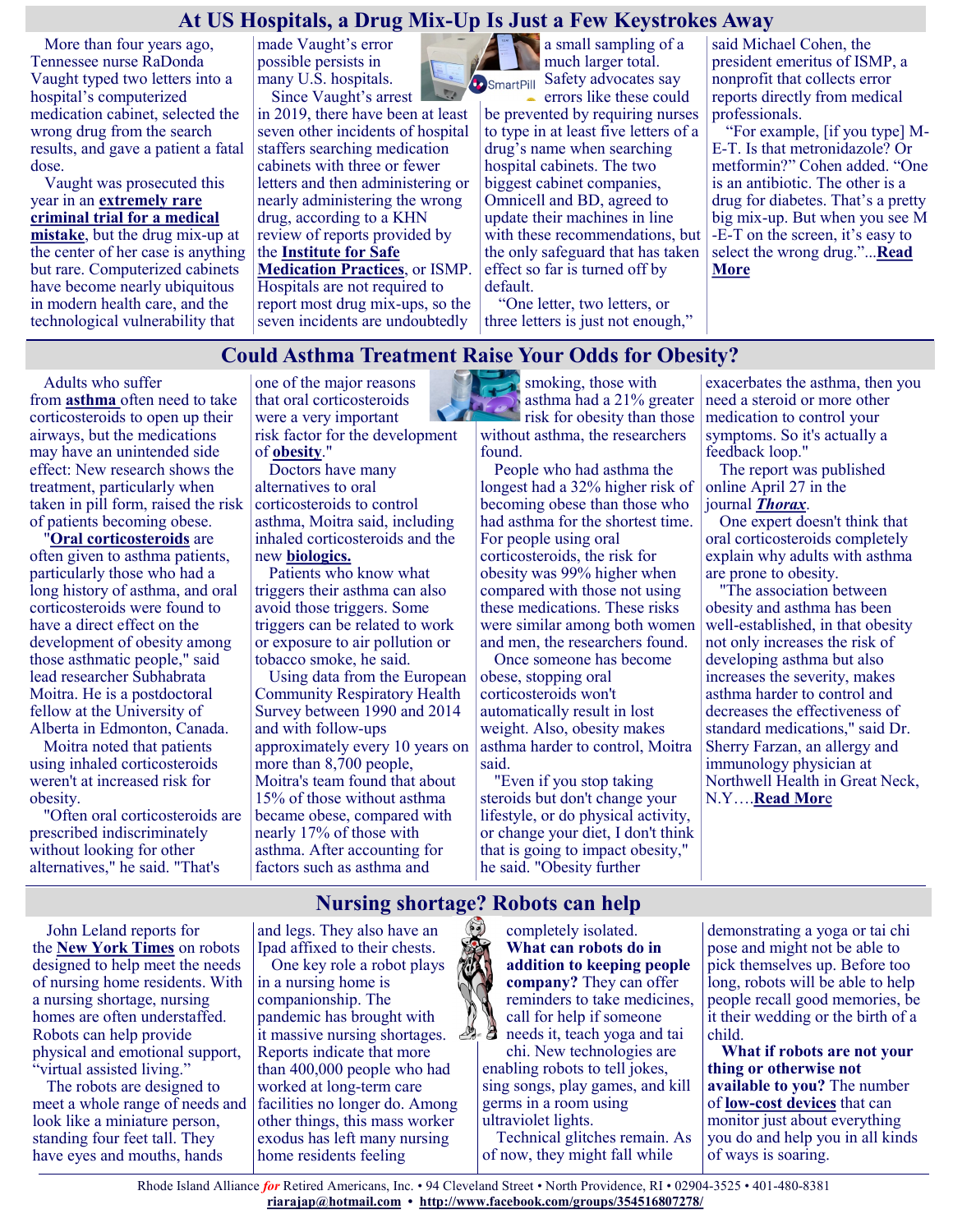## At US Hospitals, a Drug Mix-Up Is Just a Few Keystrokes Away

More than four years ago, Tennessee nurse RaDonda Vaught typed two letters into a hospital's computerized medication cabinet, selected the wrong drug from the search results, and gave a patient a fatal dose.

Vaught was prosecuted this year in an **extremely rare criminal trial for a medical mistake**, but the drug mix-up at the center of her case is anything but rare. Computerized cabinets have become nearly ubiquitous in modern health care, and the technological vulnerability that made Vaught's error possible persists in many U.S. hospitals.

Since Vaught's arrest in 2019, there have been at least seven other incidents of hospital staffers searching medication cabinets with three or fewer letters and then administering or nearly administering the wrong drug, according to a KHN review of reports provided by the **Institute for Safe Medication Practices**, or ISMP. Hospitals are not required to report most drug mix-ups, so the seven incidents are undoubtedly a small sampling of a much larger total. Safety advocates say errors like these could be prevented by requiring nurses to type in at least five letters of a drug's name when searching hospital cabinets. The two biggest cabinet companies, Omnicell and BD, agreed to update their machines in line with these recommendations, but the only safeguard that has taken effect so far is turned off by default.

"One letter, two letters, or three letters is just not enough," said Michael Cohen, the president emeritus of ISMP, a nonprofit that collects error reports directly from medical professionals.

"For example, [if you type] M-E-T. Is that metronidazole? Or metformin?" Cohen added. "One is an antibiotic. The other is a drug for diabetes. That's a pretty big mix-up. But when you see M-E-T on the screen, it's easy to select the wrong drug."...**Read More**

## Could Asthma Treatment Raise Your Odds for Obesity?

Adults who suffer from **asthma** often need to take corticosteroids to open up their airways, but the medications may have an unintended side effect: New research shows the treatment, particularly when taken in pill form, raised the risk of patients becoming obese.

"**Oral corticosteroids** are often given to asthma patients, particularly those who had a long history of asthma, and oral corticosteroids were found to have a direct effect on the development of obesity among those asthmatic people," said lead researcher Subhabrata Moitra. He is a postdoctoral fellow at the University of Alberta in Edmonton, Canada.

Moitra noted that patients using inhaled corticosteroids weren't at increased risk for obesity.

"Often oral corticosteroids are prescribed indiscriminately without looking for other alternatives," he said. "That's one of the major reasons that oral corticosteroids were a very important risk factor for the development of **obesity**."

Doctors have many alternatives to oral corticosteroids to control asthma, Moitra said, including inhaled corticosteroids and the new **biologics.**

Patients who know what triggers their asthma can also avoid those triggers. Some triggers can be related to work or exposure to air pollution or tobacco smoke, he said.

Using data from the European Community Respiratory Health Survey between 1990 and 2014 and with follow-ups approximately every 10 years on more than 8,700 people, Moitra's team found that about 15% of those without asthma became obese, compared with nearly 17% of those with asthma. After accounting for factors such as asthma and smoking, those with asthma had a 21% greater risk for obesity than those without asthma, the researchers found.

People who had asthma the longest had a 32% higher risk of becoming obese than those who had asthma for the shortest time. For people using oral corticosteroids, the risk for obesity was 99% higher when compared with those not using these medications. These risks were similar among both women and men, the researchers found.

Once someone has become obese, stopping oral corticosteroids won't automatically result in lost weight. Also, obesity makes asthma harder to control, Moitra said.

"Even if you stop taking steroids but don't change your lifestyle, or do physical activity, or change your diet, I don't think that is going to impact obesity," he said. "Obesity further exacerbates the asthma, then you need a steroid or more other medication to control your symptoms. So it's actually a feedback loop."

The report was published online April 27 in the journal ***Thorax***.

One expert doesn't think that oral corticosteroids completely explain why adults with asthma are prone to obesity.

"The association between obesity and asthma has been well-established, in that obesity not only increases the risk of developing asthma but also increases the severity, makes asthma harder to control and decreases the effectiveness of standard medications," said Dr. Sherry Farzan, an allergy and immunology physician at Northwell Health in Great Neck, N.Y.…**Read More**

## Nursing shortage? Robots can help

John Leland reports for the **New York Times** on robots designed to help meet the needs of nursing home residents. With a nursing shortage, nursing homes are often understaffed. Robots can help provide physical and emotional support, "virtual assisted living."

The robots are designed to meet a whole range of needs and look like a miniature person, standing four feet tall. They have eyes and mouths, hands and legs. They also have an Ipad affixed to their chests.

One key role a robot plays in a nursing home is companionship. The pandemic has brought with it massive nursing shortages. Reports indicate that more than 400,000 people who had worked at long-term care facilities no longer do. Among other things, this mass worker exodus has left many nursing home residents feeling completely isolated.

**What can robots do in addition to keeping people company?** They can offer reminders to take medicines, call for help if someone needs it, teach yoga and tai chi. New technologies are enabling robots to tell jokes, sing songs, play games, and kill germs in a room using ultraviolet lights.

Technical glitches remain. As of now, they might fall while demonstrating a yoga or tai chi pose and might not be able to pick themselves up. Before too long, robots will be able to help people recall good memories, be it their wedding or the birth of a child.

**What if robots are not your thing or otherwise not available to you?** The number of **low-cost devices** that can monitor just about everything you do and help you in all kinds of ways is soaring.

Rhode Island Alliance *for* Retired Americans, Inc. • 94 Cleveland Street • North Providence, RI • 02904-3525 • 401-480-8381
**riarajap@hotmail.com** • **http://www.facebook.com/groups/354516807278/**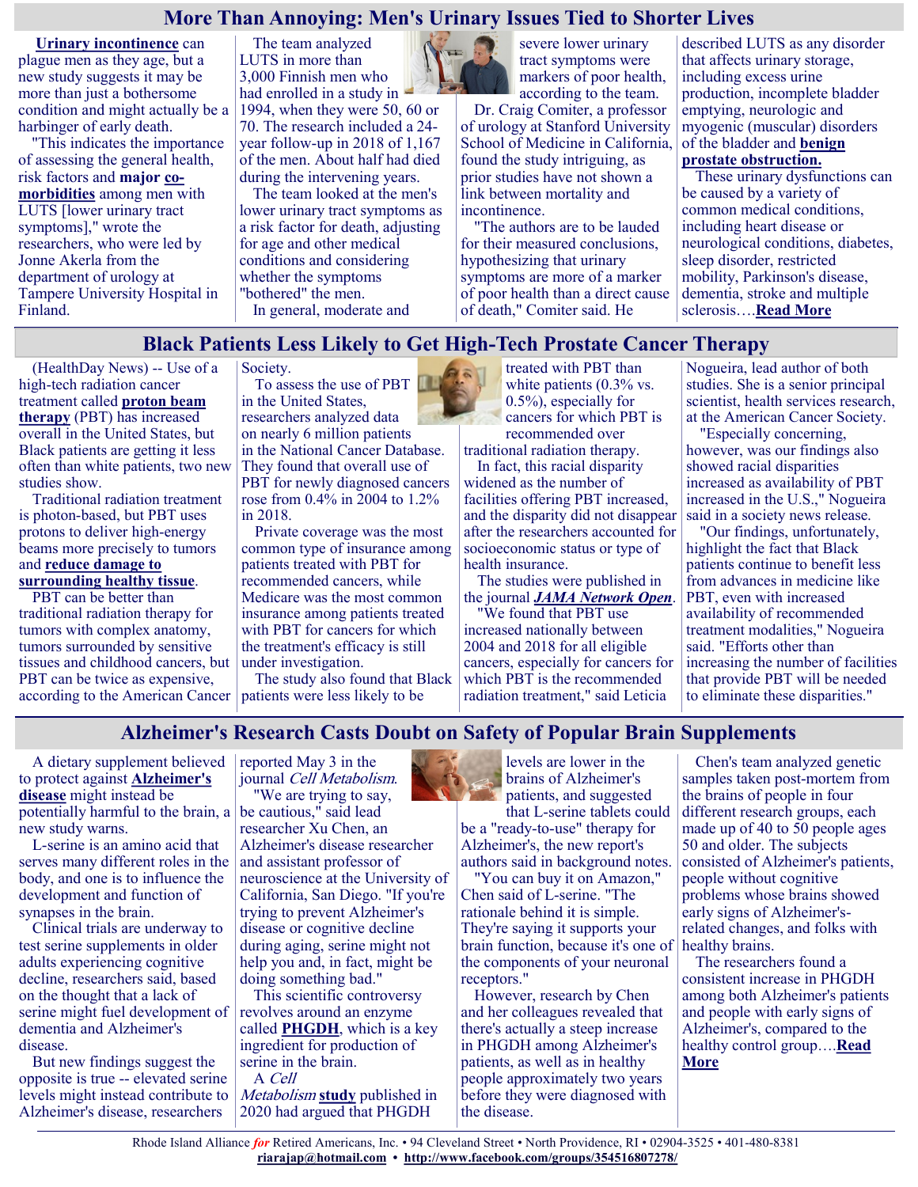## More Than Annoying: Men's Urinary Issues Tied to Shorter Lives

**Urinary incontinence** can plague men as they age, but a new study suggests it may be more than just a bothersome condition and might actually be a harbinger of early death.

"This indicates the importance of assessing the general health, risk factors and **major co-morbidities** among men with LUTS [lower urinary tract symptoms]," wrote the researchers, who were led by Jonne Akerla from the department of urology at Tampere University Hospital in Finland.

The team analyzed LUTS in more than 3,000 Finnish men who had enrolled in a study in 1994, when they were 50, 60 or 70. The research included a 24-year follow-up in 2018 of 1,167 of the men. About half had died during the intervening years.

The team looked at the men's lower urinary tract symptoms as a risk factor for death, adjusting for age and other medical conditions and considering whether the symptoms "bothered" the men.

In general, moderate and severe lower urinary tract symptoms were markers of poor health, according to the team.

Dr. Craig Comiter, a professor of urology at Stanford University School of Medicine in California, found the study intriguing, as prior studies have not shown a link between mortality and incontinence.

"The authors are to be lauded for their measured conclusions, hypothesizing that urinary symptoms are more of a marker of poor health than a direct cause of death," Comiter said. He described LUTS as any disorder that affects urinary storage, including excess urine production, incomplete bladder emptying, neurologic and myogenic (muscular) disorders of the bladder and **benign prostate obstruction.**

These urinary dysfunctions can be caused by a variety of common medical conditions, including heart disease or neurological conditions, diabetes, sleep disorder, restricted mobility, Parkinson's disease, dementia, stroke and multiple sclerosis….**Read More**

## Black Patients Less Likely to Get High-Tech Prostate Cancer Therapy

(HealthDay News) -- Use of a high-tech radiation cancer treatment called **proton beam therapy** (PBT) has increased overall in the United States, but Black patients are getting it less often than white patients, two new studies show.

Traditional radiation treatment is photon-based, but PBT uses protons to deliver high-energy beams more precisely to tumors and **reduce damage to surrounding healthy tissue**.

PBT can be better than traditional radiation therapy for tumors with complex anatomy, tumors surrounded by sensitive tissues and childhood cancers, but PBT can be twice as expensive, according to the American Cancer Society.

To assess the use of PBT in the United States, researchers analyzed data on nearly 6 million patients in the National Cancer Database. They found that overall use of PBT for newly diagnosed cancers rose from 0.4% in 2004 to 1.2% in 2018.

Private coverage was the most common type of insurance among patients treated with PBT for recommended cancers, while Medicare was the most common insurance among patients treated with PBT for cancers for which the treatment's efficacy is still under investigation.

The study also found that Black patients were less likely to be treated with PBT than white patients (0.3% vs. 0.5%), especially for cancers for which PBT is recommended over traditional radiation therapy.

In fact, this racial disparity widened as the number of facilities offering PBT increased, and the disparity did not disappear after the researchers accounted for socioeconomic status or type of health insurance.

The studies were published in the journal ***JAMA Network Open***.

"We found that PBT use increased nationally between 2004 and 2018 for all eligible cancers, especially for cancers for which PBT is the recommended radiation treatment," said Leticia Nogueira, lead author of both studies. She is a senior principal scientist, health services research, at the American Cancer Society.

"Especially concerning, however, was our findings also showed racial disparities increased as availability of PBT increased in the U.S.," Nogueira said in a society news release.

"Our findings, unfortunately, highlight the fact that Black patients continue to benefit less from advances in medicine like PBT, even with increased availability of recommended treatment modalities," Nogueira said. "Efforts other than increasing the number of facilities that provide PBT will be needed to eliminate these disparities."

## Alzheimer's Research Casts Doubt on Safety of Popular Brain Supplements

A dietary supplement believed to protect against **Alzheimer's disease** might instead be potentially harmful to the brain, a new study warns.

L-serine is an amino acid that serves many different roles in the body, and one is to influence the development and function of synapses in the brain.

Clinical trials are underway to test serine supplements in older adults experiencing cognitive decline, researchers said, based on the thought that a lack of serine might fuel development of dementia and Alzheimer's disease.

But new findings suggest the opposite is true -- elevated serine levels might instead contribute to Alzheimer's disease, researchers reported May 3 in the journal *Cell Metabolism*.

"We are trying to say, be cautious," said lead researcher Xu Chen, an Alzheimer's disease researcher and assistant professor of neuroscience at the University of California, San Diego. "If you're trying to prevent Alzheimer's disease or cognitive decline during aging, serine might not help you and, in fact, might be doing something bad."

This scientific controversy revolves around an enzyme called **PHGDH**, which is a key ingredient for production of serine in the brain.

A *Cell Metabolism* **study** published in 2020 had argued that PHGDH levels are lower in the brains of Alzheimer's patients, and suggested that L-serine tablets could be a "ready-to-use" therapy for Alzheimer's, the new report's authors said in background notes.

"You can buy it on Amazon," Chen said of L-serine. "The rationale behind it is simple. They're saying it supports your brain function, because it's one of the components of your neuronal receptors."

However, research by Chen and her colleagues revealed that there's actually a steep increase in PHGDH among Alzheimer's patients, as well as in healthy people approximately two years before they were diagnosed with the disease.

Chen's team analyzed genetic samples taken post-mortem from the brains of people in four different research groups, each made up of 40 to 50 people ages 50 and older. The subjects consisted of Alzheimer's patients, people without cognitive problems whose brains showed early signs of Alzheimer's-related changes, and folks with healthy brains.

The researchers found a consistent increase in PHGDH among both Alzheimer's patients and people with early signs of Alzheimer's, compared to the healthy control group….**Read More**

Rhode Island Alliance *for* Retired Americans, Inc. • 94 Cleveland Street • North Providence, RI • 02904-3525 • 401-480-8381
**riarajap@hotmail.com** • **http://www.facebook.com/groups/354516807278/**